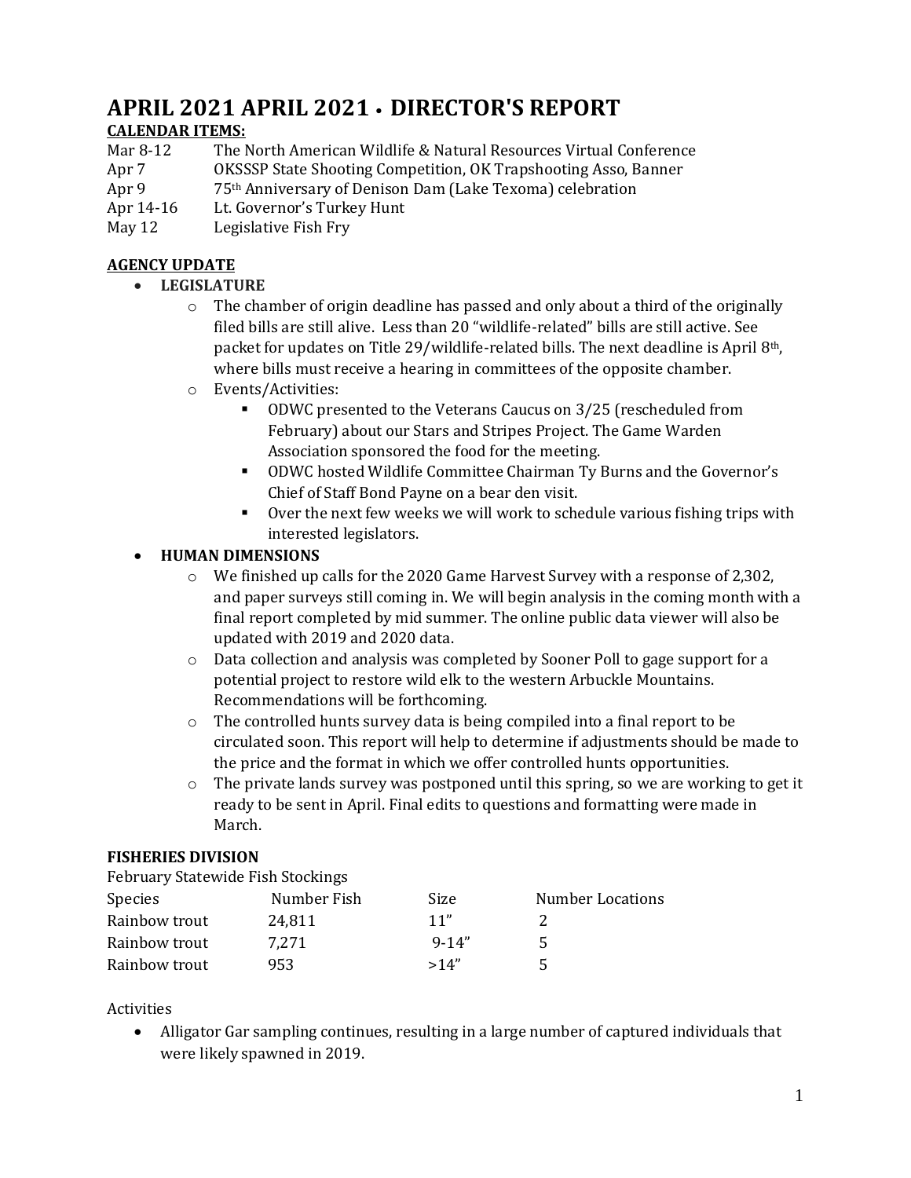# APRIL 2021 APRIL 2021 • DIRECTOR'S REPORT

**CALENDAR ITEMS:**

| | |
|---|---|
| Mar 8-12 | The North American Wildlife & Natural Resources Virtual Conference |
| Apr 7 | OKSSSP State Shooting Competition, OK Trapshooting Asso, Banner |
| Apr 9 | 75th Anniversary of Denison Dam (Lake Texoma) celebration |
| Apr 14-16 | Lt. Governor's Turkey Hunt |
| May 12 | Legislative Fish Fry |

**AGENCY UPDATE**

- **LEGISLATURE**
  - The chamber of origin deadline has passed and only about a third of the originally filed bills are still alive. Less than 20 "wildlife-related" bills are still active. See packet for updates on Title 29/wildlife-related bills. The next deadline is April 8th, where bills must receive a hearing in committees of the opposite chamber.
  - Events/Activities:
    - ODWC presented to the Veterans Caucus on 3/25 (rescheduled from February) about our Stars and Stripes Project. The Game Warden Association sponsored the food for the meeting.
    - ODWC hosted Wildlife Committee Chairman Ty Burns and the Governor's Chief of Staff Bond Payne on a bear den visit.
    - Over the next few weeks we will work to schedule various fishing trips with interested legislators.
- **HUMAN DIMENSIONS**
  - We finished up calls for the 2020 Game Harvest Survey with a response of 2,302, and paper surveys still coming in. We will begin analysis in the coming month with a final report completed by mid summer. The online public data viewer will also be updated with 2019 and 2020 data.
  - Data collection and analysis was completed by Sooner Poll to gage support for a potential project to restore wild elk to the western Arbuckle Mountains. Recommendations will be forthcoming.
  - The controlled hunts survey data is being compiled into a final report to be circulated soon. This report will help to determine if adjustments should be made to the price and the format in which we offer controlled hunts opportunities.
  - The private lands survey was postponed until this spring, so we are working to get it ready to be sent in April. Final edits to questions and formatting were made in March.

**FISHERIES DIVISION**

February Statewide Fish Stockings

| Species | Number Fish | Size | Number Locations |
|---|---|---|---|
| Rainbow trout | 24,811 | 11" | 2 |
| Rainbow trout | 7,271 | 9-14" | 5 |
| Rainbow trout | 953 | >14" | 5 |

Activities

- Alligator Gar sampling continues, resulting in a large number of captured individuals that were likely spawned in 2019.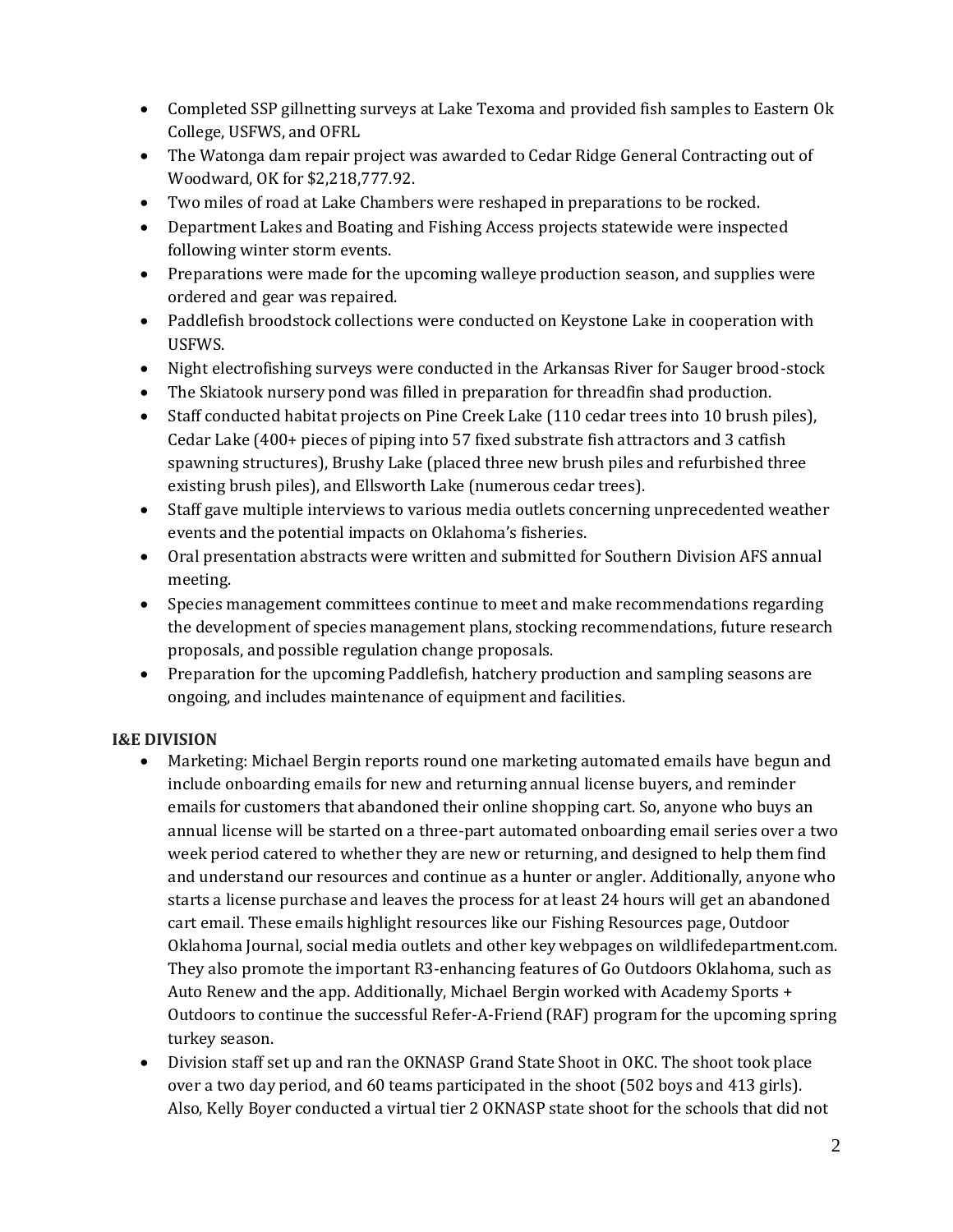- Completed SSP gillnetting surveys at Lake Texoma and provided fish samples to Eastern Ok College, USFWS, and OFRL
- The Watonga dam repair project was awarded to Cedar Ridge General Contracting out of Woodward, OK for $2,218,777.92.
- Two miles of road at Lake Chambers were reshaped in preparations to be rocked.
- Department Lakes and Boating and Fishing Access projects statewide were inspected following winter storm events.
- Preparations were made for the upcoming walleye production season, and supplies were ordered and gear was repaired.
- Paddlefish broodstock collections were conducted on Keystone Lake in cooperation with USFWS.
- Night electrofishing surveys were conducted in the Arkansas River for Sauger brood-stock
- The Skiatook nursery pond was filled in preparation for threadfin shad production.
- Staff conducted habitat projects on Pine Creek Lake (110 cedar trees into 10 brush piles), Cedar Lake (400+ pieces of piping into 57 fixed substrate fish attractors and 3 catfish spawning structures), Brushy Lake (placed three new brush piles and refurbished three existing brush piles), and Ellsworth Lake (numerous cedar trees).
- Staff gave multiple interviews to various media outlets concerning unprecedented weather events and the potential impacts on Oklahoma's fisheries.
- Oral presentation abstracts were written and submitted for Southern Division AFS annual meeting.
- Species management committees continue to meet and make recommendations regarding the development of species management plans, stocking recommendations, future research proposals, and possible regulation change proposals.
- Preparation for the upcoming Paddlefish, hatchery production and sampling seasons are ongoing, and includes maintenance of equipment and facilities.

**I&E DIVISION**

- Marketing: Michael Bergin reports round one marketing automated emails have begun and include onboarding emails for new and returning annual license buyers, and reminder emails for customers that abandoned their online shopping cart. So, anyone who buys an annual license will be started on a three-part automated onboarding email series over a two week period catered to whether they are new or returning, and designed to help them find and understand our resources and continue as a hunter or angler. Additionally, anyone who starts a license purchase and leaves the process for at least 24 hours will get an abandoned cart email. These emails highlight resources like our Fishing Resources page, Outdoor Oklahoma Journal, social media outlets and other key webpages on wildlifedepartment.com. They also promote the important R3-enhancing features of Go Outdoors Oklahoma, such as Auto Renew and the app. Additionally, Michael Bergin worked with Academy Sports + Outdoors to continue the successful Refer-A-Friend (RAF) program for the upcoming spring turkey season.
- Division staff set up and ran the OKNASP Grand State Shoot in OKC. The shoot took place over a two day period, and 60 teams participated in the shoot (502 boys and 413 girls). Also, Kelly Boyer conducted a virtual tier 2 OKNASP state shoot for the schools that did not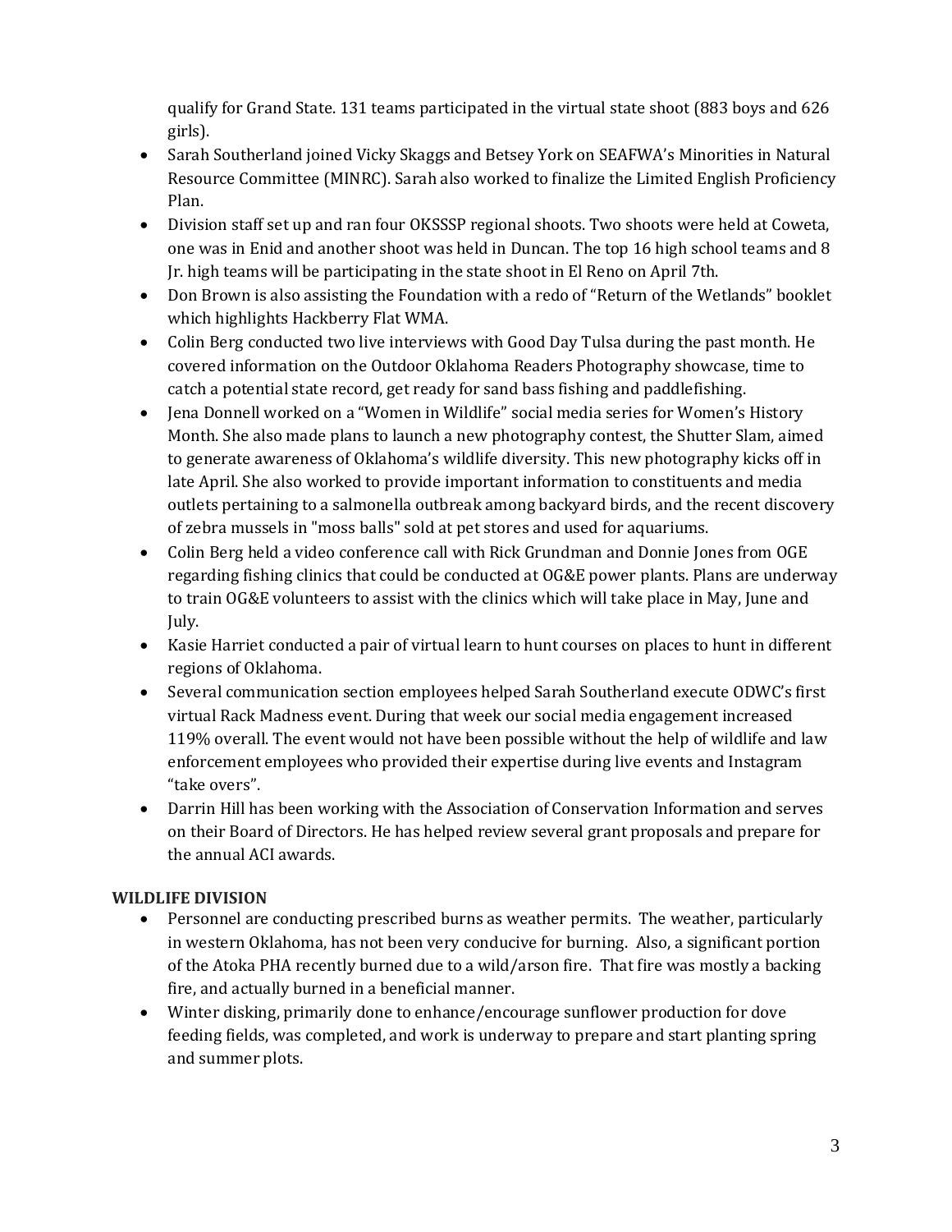qualify for Grand State. 131 teams participated in the virtual state shoot (883 boys and 626 girls).

- Sarah Southerland joined Vicky Skaggs and Betsey York on SEAFWA's Minorities in Natural Resource Committee (MINRC). Sarah also worked to finalize the Limited English Proficiency Plan.
- Division staff set up and ran four OKSSSP regional shoots. Two shoots were held at Coweta, one was in Enid and another shoot was held in Duncan. The top 16 high school teams and 8 Jr. high teams will be participating in the state shoot in El Reno on April 7th.
- Don Brown is also assisting the Foundation with a redo of "Return of the Wetlands" booklet which highlights Hackberry Flat WMA.
- Colin Berg conducted two live interviews with Good Day Tulsa during the past month. He covered information on the Outdoor Oklahoma Readers Photography showcase, time to catch a potential state record, get ready for sand bass fishing and paddlefishing.
- Jena Donnell worked on a "Women in Wildlife" social media series for Women's History Month. She also made plans to launch a new photography contest, the Shutter Slam, aimed to generate awareness of Oklahoma's wildlife diversity. This new photography kicks off in late April. She also worked to provide important information to constituents and media outlets pertaining to a salmonella outbreak among backyard birds, and the recent discovery of zebra mussels in "moss balls" sold at pet stores and used for aquariums.
- Colin Berg held a video conference call with Rick Grundman and Donnie Jones from OGE regarding fishing clinics that could be conducted at OG&E power plants. Plans are underway to train OG&E volunteers to assist with the clinics which will take place in May, June and July.
- Kasie Harriet conducted a pair of virtual learn to hunt courses on places to hunt in different regions of Oklahoma.
- Several communication section employees helped Sarah Southerland execute ODWC's first virtual Rack Madness event. During that week our social media engagement increased 119% overall. The event would not have been possible without the help of wildlife and law enforcement employees who provided their expertise during live events and Instagram "take overs".
- Darrin Hill has been working with the Association of Conservation Information and serves on their Board of Directors. He has helped review several grant proposals and prepare for the annual ACI awards.

**WILDLIFE DIVISION**

- Personnel are conducting prescribed burns as weather permits. The weather, particularly in western Oklahoma, has not been very conducive for burning. Also, a significant portion of the Atoka PHA recently burned due to a wild/arson fire. That fire was mostly a backing fire, and actually burned in a beneficial manner.
- Winter disking, primarily done to enhance/encourage sunflower production for dove feeding fields, was completed, and work is underway to prepare and start planting spring and summer plots.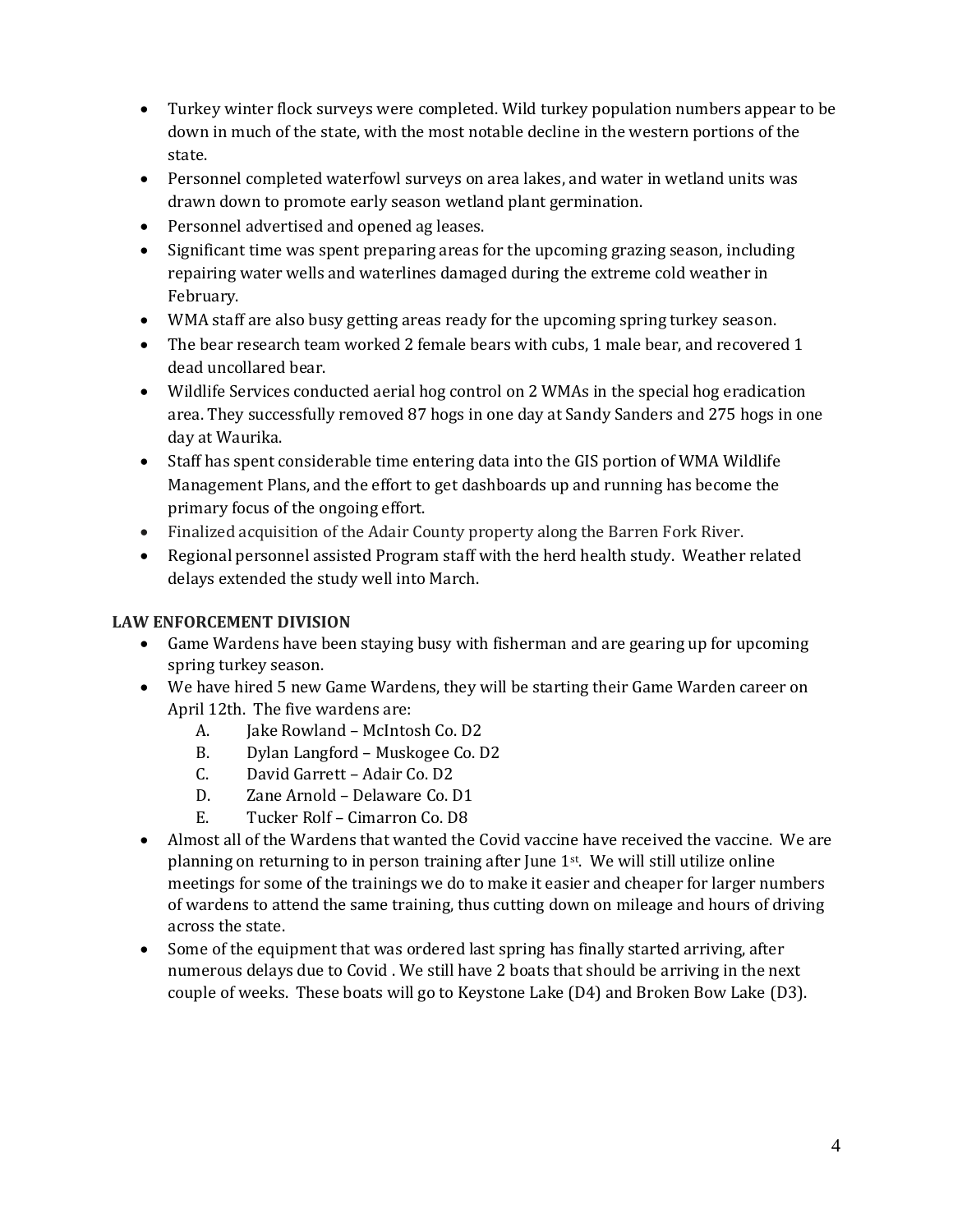- Turkey winter flock surveys were completed. Wild turkey population numbers appear to be down in much of the state, with the most notable decline in the western portions of the state.
- Personnel completed waterfowl surveys on area lakes, and water in wetland units was drawn down to promote early season wetland plant germination.
- Personnel advertised and opened ag leases.
- Significant time was spent preparing areas for the upcoming grazing season, including repairing water wells and waterlines damaged during the extreme cold weather in February.
- WMA staff are also busy getting areas ready for the upcoming spring turkey season.
- The bear research team worked 2 female bears with cubs, 1 male bear, and recovered 1 dead uncollared bear.
- Wildlife Services conducted aerial hog control on 2 WMAs in the special hog eradication area. They successfully removed 87 hogs in one day at Sandy Sanders and 275 hogs in one day at Waurika.
- Staff has spent considerable time entering data into the GIS portion of WMA Wildlife Management Plans, and the effort to get dashboards up and running has become the primary focus of the ongoing effort.
- Finalized acquisition of the Adair County property along the Barren Fork River.
- Regional personnel assisted Program staff with the herd health study. Weather related delays extended the study well into March.

**LAW ENFORCEMENT DIVISION**

- Game Wardens have been staying busy with fisherman and are gearing up for upcoming spring turkey season.
- We have hired 5 new Game Wardens, they will be starting their Game Warden career on April 12th. The five wardens are:
  - A. Jake Rowland – McIntosh Co. D2
  - B. Dylan Langford – Muskogee Co. D2
  - C. David Garrett – Adair Co. D2
  - D. Zane Arnold – Delaware Co. D1
  - E. Tucker Rolf – Cimarron Co. D8
- Almost all of the Wardens that wanted the Covid vaccine have received the vaccine. We are planning on returning to in person training after June 1st. We will still utilize online meetings for some of the trainings we do to make it easier and cheaper for larger numbers of wardens to attend the same training, thus cutting down on mileage and hours of driving across the state.
- Some of the equipment that was ordered last spring has finally started arriving, after numerous delays due to Covid . We still have 2 boats that should be arriving in the next couple of weeks. These boats will go to Keystone Lake (D4) and Broken Bow Lake (D3).